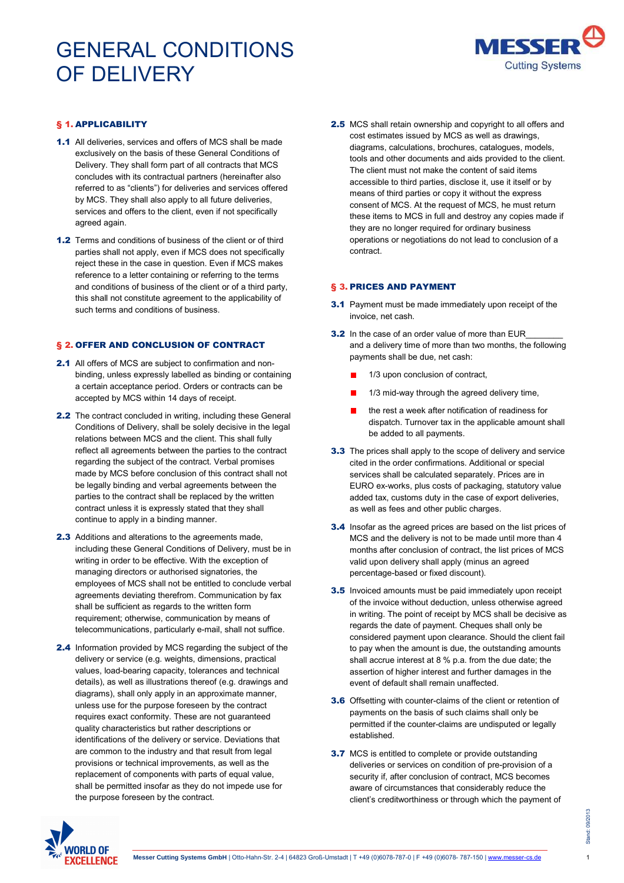# GENERAL CONDITIONS OF DELIVERY

## § 1. APPLICABILITY

**1.1** All deliveries, services and offers of MCS shall be made exclusively on the basis of these General Conditions of Delivery. They shall form part of all contracts that MCS concludes with its contractual partners (hereinafter also referred to as “clients”) for deliveries and services offered by MCS. They shall also apply to all future deliveries, services and offers to the client, even if not specifically agreed again.

**1.2** Terms and conditions of business of the client or of third parties shall not apply, even if MCS does not specifically reject these in the case in question. Even if MCS makes reference to a letter containing or referring to the terms and conditions of business of the client or of a third party, this shall not constitute agreement to the applicability of such terms and conditions of business.

## § 2. OFFER AND CONCLUSION OF CONTRACT

**2.1** All offers of MCS are subject to confirmation and non-binding, unless expressly labelled as binding or containing a certain acceptance period. Orders or contracts can be accepted by MCS within 14 days of receipt.

**2.2** The contract concluded in writing, including these General Conditions of Delivery, shall be solely decisive in the legal relations between MCS and the client. This shall fully reflect all agreements between the parties to the contract regarding the subject of the contract. Verbal promises made by MCS before conclusion of this contract shall not be legally binding and verbal agreements between the parties to the contract shall be replaced by the written contract unless it is expressly stated that they shall continue to apply in a binding manner.

**2.3** Additions and alterations to the agreements made, including these General Conditions of Delivery, must be in writing in order to be effective. With the exception of managing directors or authorised signatories, the employees of MCS shall not be entitled to conclude verbal agreements deviating therefrom. Communication by fax shall be sufficient as regards to the written form requirement; otherwise, communication by means of telecommunications, particularly e-mail, shall not suffice.

**2.4** Information provided by MCS regarding the subject of the delivery or service (e.g. weights, dimensions, practical values, load-bearing capacity, tolerances and technical details), as well as illustrations thereof (e.g. drawings and diagrams), shall only apply in an approximate manner, unless use for the purpose foreseen by the contract requires exact conformity. These are not guaranteed quality characteristics but rather descriptions or identifications of the delivery or service. Deviations that are common to the industry and that result from legal provisions or technical improvements, as well as the replacement of components with parts of equal value, shall be permitted insofar as they do not impede use for the purpose foreseen by the contract.

**2.5** MCS shall retain ownership and copyright to all offers and cost estimates issued by MCS as well as drawings, diagrams, calculations, brochures, catalogues, models, tools and other documents and aids provided to the client. The client must not make the content of said items accessible to third parties, disclose it, use it itself or by means of third parties or copy it without the express consent of MCS. At the request of MCS, he must return these items to MCS in full and destroy any copies made if they are no longer required for ordinary business operations or negotiations do not lead to conclusion of a contract.

## § 3. PRICES AND PAYMENT

**3.1** Payment must be made immediately upon receipt of the invoice, net cash.

**3.2** In the case of an order value of more than EUR________ and a delivery time of more than two months, the following payments shall be due, net cash:

- 1/3 upon conclusion of contract,
- 1/3 mid-way through the agreed delivery time,
- the rest a week after notification of readiness for dispatch. Turnover tax in the applicable amount shall be added to all payments.

**3.3** The prices shall apply to the scope of delivery and service cited in the order confirmations. Additional or special services shall be calculated separately. Prices are in EURO ex-works, plus costs of packaging, statutory value added tax, customs duty in the case of export deliveries, as well as fees and other public charges.

**3.4** Insofar as the agreed prices are based on the list prices of MCS and the delivery is not to be made until more than 4 months after conclusion of contract, the list prices of MCS valid upon delivery shall apply (minus an agreed percentage-based or fixed discount).

**3.5** Invoiced amounts must be paid immediately upon receipt of the invoice without deduction, unless otherwise agreed in writing. The point of receipt by MCS shall be decisive as regards the date of payment. Cheques shall only be considered payment upon clearance. Should the client fail to pay when the amount is due, the outstanding amounts shall accrue interest at 8 % p.a. from the due date; the assertion of higher interest and further damages in the event of default shall remain unaffected.

**3.6** Offsetting with counter-claims of the client or retention of payments on the basis of such claims shall only be permitted if the counter-claims are undisputed or legally established.

**3.7** MCS is entitled to complete or provide outstanding deliveries or services on condition of pre-provision of a security if, after conclusion of contract, MCS becomes aware of circumstances that considerably reduce the client’s creditworthiness or through which the payment of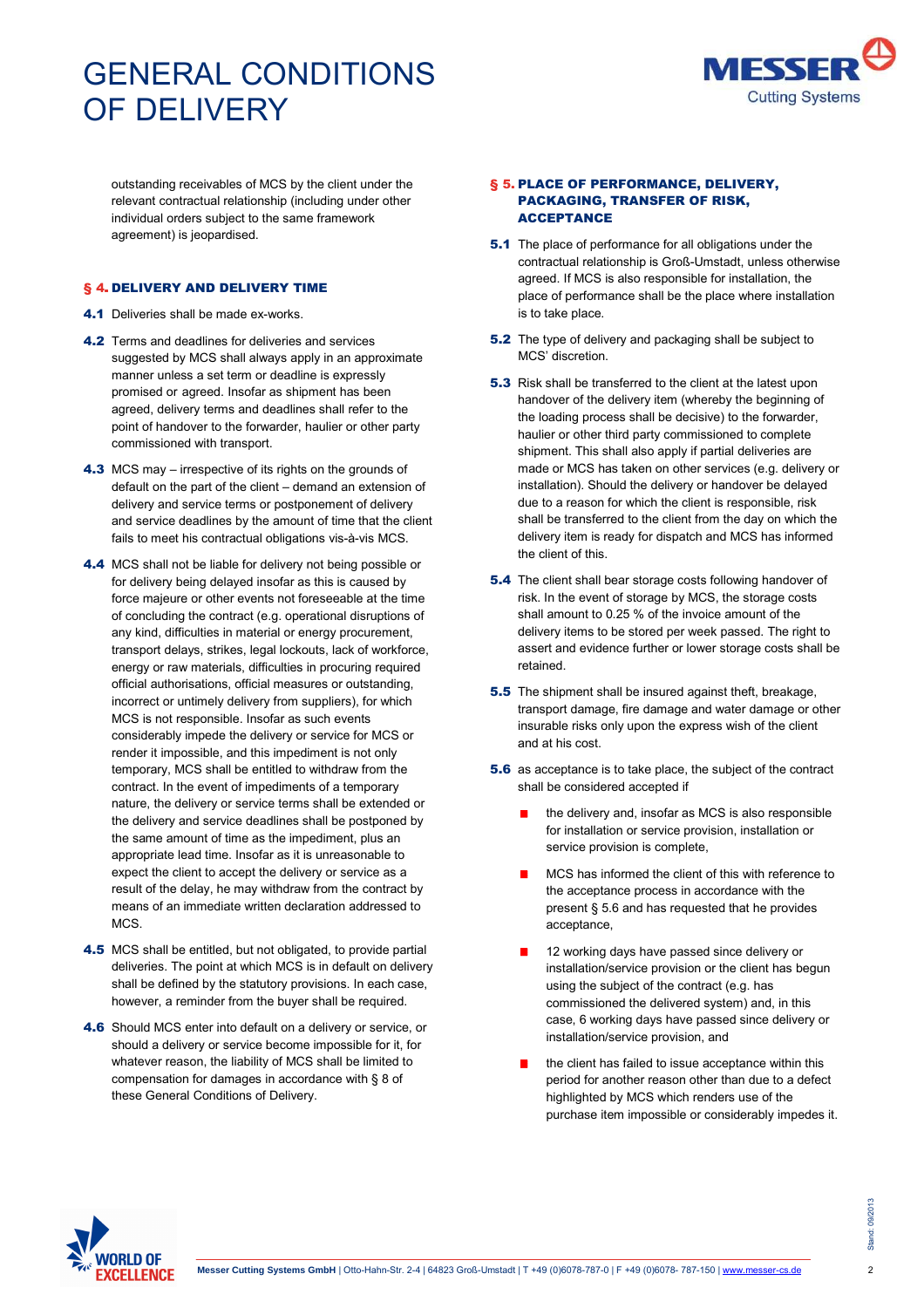outstanding receivables of MCS by the client under the relevant contractual relationship (including under other individual orders subject to the same framework agreement) is jeopardised.

## § 4. DELIVERY AND DELIVERY TIME

**4.1** Deliveries shall be made ex-works.

**4.2** Terms and deadlines for deliveries and services suggested by MCS shall always apply in an approximate manner unless a set term or deadline is expressly promised or agreed. Insofar as shipment has been agreed, delivery terms and deadlines shall refer to the point of handover to the forwarder, haulier or other party commissioned with transport.

**4.3** MCS may – irrespective of its rights on the grounds of default on the part of the client – demand an extension of delivery and service terms or postponement of delivery and service deadlines by the amount of time that the client fails to meet his contractual obligations vis-à-vis MCS.

**4.4** MCS shall not be liable for delivery not being possible or for delivery being delayed insofar as this is caused by force majeure or other events not foreseeable at the time of concluding the contract (e.g. operational disruptions of any kind, difficulties in material or energy procurement, transport delays, strikes, legal lockouts, lack of workforce, energy or raw materials, difficulties in procuring required official authorisations, official measures or outstanding, incorrect or untimely delivery from suppliers), for which MCS is not responsible. Insofar as such events considerably impede the delivery or service for MCS or render it impossible, and this impediment is not only temporary, MCS shall be entitled to withdraw from the contract. In the event of impediments of a temporary nature, the delivery or service terms shall be extended or the delivery and service deadlines shall be postponed by the same amount of time as the impediment, plus an appropriate lead time. Insofar as it is unreasonable to expect the client to accept the delivery or service as a result of the delay, he may withdraw from the contract by means of an immediate written declaration addressed to MCS.

**4.5** MCS shall be entitled, but not obligated, to provide partial deliveries. The point at which MCS is in default on delivery shall be defined by the statutory provisions. In each case, however, a reminder from the buyer shall be required.

**4.6** Should MCS enter into default on a delivery or service, or should a delivery or service become impossible for it, for whatever reason, the liability of MCS shall be limited to compensation for damages in accordance with § 8 of these General Conditions of Delivery.

## § 5. PLACE OF PERFORMANCE, DELIVERY, PACKAGING, TRANSFER OF RISK, ACCEPTANCE

**5.1** The place of performance for all obligations under the contractual relationship is Groß-Umstadt, unless otherwise agreed. If MCS is also responsible for installation, the place of performance shall be the place where installation is to take place.

**5.2** The type of delivery and packaging shall be subject to MCS' discretion.

**5.3** Risk shall be transferred to the client at the latest upon handover of the delivery item (whereby the beginning of the loading process shall be decisive) to the forwarder, haulier or other third party commissioned to complete shipment. This shall also apply if partial deliveries are made or MCS has taken on other services (e.g. delivery or installation). Should the delivery or handover be delayed due to a reason for which the client is responsible, risk shall be transferred to the client from the day on which the delivery item is ready for dispatch and MCS has informed the client of this.

**5.4** The client shall bear storage costs following handover of risk. In the event of storage by MCS, the storage costs shall amount to 0.25 % of the invoice amount of the delivery items to be stored per week passed. The right to assert and evidence further or lower storage costs shall be retained.

**5.5** The shipment shall be insured against theft, breakage, transport damage, fire damage and water damage or other insurable risks only upon the express wish of the client and at his cost.

**5.6** as acceptance is to take place, the subject of the contract shall be considered accepted if

- the delivery and, insofar as MCS is also responsible for installation or service provision, installation or service provision is complete,
- MCS has informed the client of this with reference to the acceptance process in accordance with the present § 5.6 and has requested that he provides acceptance,
- 12 working days have passed since delivery or installation/service provision or the client has begun using the subject of the contract (e.g. has commissioned the delivered system) and, in this case, 6 working days have passed since delivery or installation/service provision, and
- the client has failed to issue acceptance within this period for another reason other than due to a defect highlighted by MCS which renders use of the purchase item impossible or considerably impedes it.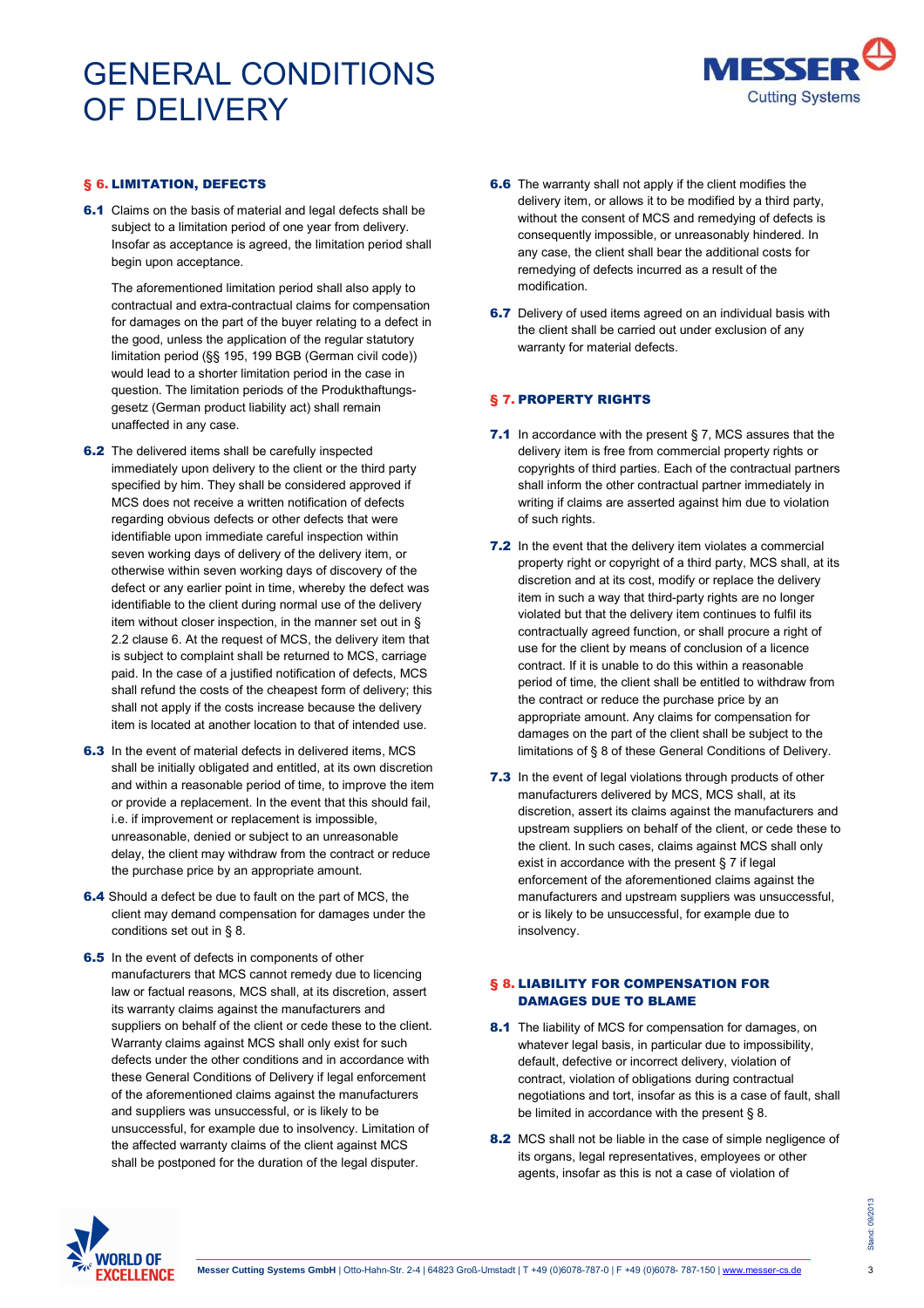# GENERAL CONDITIONS OF DELIVERY

## § 6. LIMITATION, DEFECTS

**6.1** Claims on the basis of material and legal defects shall be subject to a limitation period of one year from delivery. Insofar as acceptance is agreed, the limitation period shall begin upon acceptance.

The aforementioned limitation period shall also apply to contractual and extra-contractual claims for compensation for damages on the part of the buyer relating to a defect in the good, unless the application of the regular statutory limitation period (§§ 195, 199 BGB (German civil code)) would lead to a shorter limitation period in the case in question. The limitation periods of the Produkthaftungs-gesetz (German product liability act) shall remain unaffected in any case.

**6.2** The delivered items shall be carefully inspected immediately upon delivery to the client or the third party specified by him. They shall be considered approved if MCS does not receive a written notification of defects regarding obvious defects or other defects that were identifiable upon immediate careful inspection within seven working days of delivery of the delivery item, or otherwise within seven working days of discovery of the defect or any earlier point in time, whereby the defect was identifiable to the client during normal use of the delivery item without closer inspection, in the manner set out in § 2.2 clause 6. At the request of MCS, the delivery item that is subject to complaint shall be returned to MCS, carriage paid. In the case of a justified notification of defects, MCS shall refund the costs of the cheapest form of delivery; this shall not apply if the costs increase because the delivery item is located at another location to that of intended use.

**6.3** In the event of material defects in delivered items, MCS shall be initially obligated and entitled, at its own discretion and within a reasonable period of time, to improve the item or provide a replacement. In the event that this should fail, i.e. if improvement or replacement is impossible, unreasonable, denied or subject to an unreasonable delay, the client may withdraw from the contract or reduce the purchase price by an appropriate amount.

**6.4** Should a defect be due to fault on the part of MCS, the client may demand compensation for damages under the conditions set out in § 8.

**6.5** In the event of defects in components of other manufacturers that MCS cannot remedy due to licencing law or factual reasons, MCS shall, at its discretion, assert its warranty claims against the manufacturers and suppliers on behalf of the client or cede these to the client. Warranty claims against MCS shall only exist for such defects under the other conditions and in accordance with these General Conditions of Delivery if legal enforcement of the aforementioned claims against the manufacturers and suppliers was unsuccessful, or is likely to be unsuccessful, for example due to insolvency. Limitation of the affected warranty claims of the client against MCS shall be postponed for the duration of the legal disputer.

**6.6** The warranty shall not apply if the client modifies the delivery item, or allows it to be modified by a third party, without the consent of MCS and remedying of defects is consequently impossible, or unreasonably hindered. In any case, the client shall bear the additional costs for remedying of defects incurred as a result of the modification.

**6.7** Delivery of used items agreed on an individual basis with the client shall be carried out under exclusion of any warranty for material defects.

## § 7. PROPERTY RIGHTS

**7.1** In accordance with the present § 7, MCS assures that the delivery item is free from commercial property rights or copyrights of third parties. Each of the contractual partners shall inform the other contractual partner immediately in writing if claims are asserted against him due to violation of such rights.

**7.2** In the event that the delivery item violates a commercial property right or copyright of a third party, MCS shall, at its discretion and at its cost, modify or replace the delivery item in such a way that third-party rights are no longer violated but that the delivery item continues to fulfil its contractually agreed function, or shall procure a right of use for the client by means of conclusion of a licence contract. If it is unable to do this within a reasonable period of time, the client shall be entitled to withdraw from the contract or reduce the purchase price by an appropriate amount. Any claims for compensation for damages on the part of the client shall be subject to the limitations of § 8 of these General Conditions of Delivery.

**7.3** In the event of legal violations through products of other manufacturers delivered by MCS, MCS shall, at its discretion, assert its claims against the manufacturers and upstream suppliers on behalf of the client, or cede these to the client. In such cases, claims against MCS shall only exist in accordance with the present § 7 if legal enforcement of the aforementioned claims against the manufacturers and upstream suppliers was unsuccessful, or is likely to be unsuccessful, for example due to insolvency.

## § 8. LIABILITY FOR COMPENSATION FOR DAMAGES DUE TO BLAME

**8.1** The liability of MCS for compensation for damages, on whatever legal basis, in particular due to impossibility, default, defective or incorrect delivery, violation of contract, violation of obligations during contractual negotiations and tort, insofar as this is a case of fault, shall be limited in accordance with the present § 8.

**8.2** MCS shall not be liable in the case of simple negligence of its organs, legal representatives, employees or other agents, insofar as this is not a case of violation of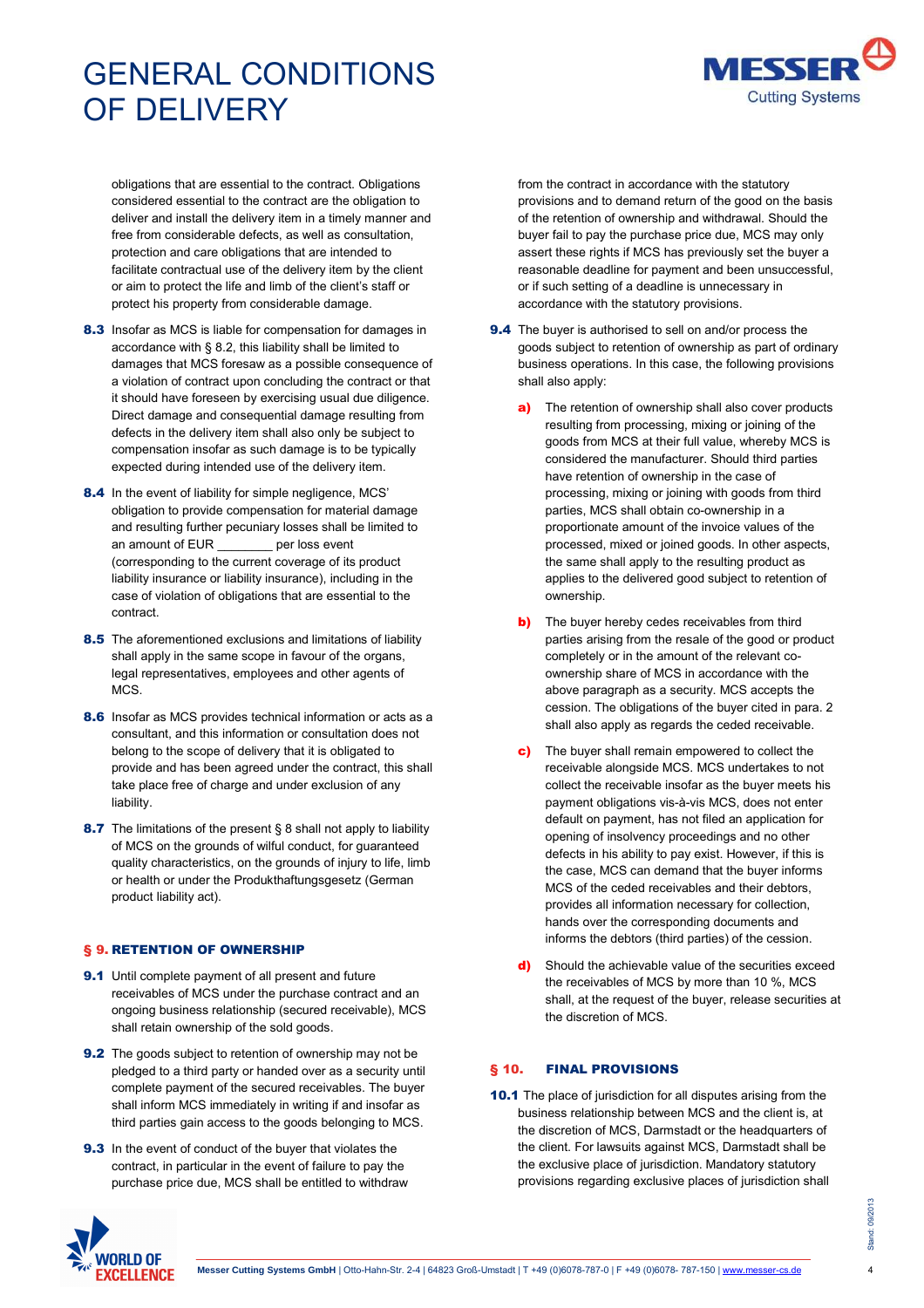obligations that are essential to the contract. Obligations considered essential to the contract are the obligation to deliver and install the delivery item in a timely manner and free from considerable defects, as well as consultation, protection and care obligations that are intended to facilitate contractual use of the delivery item by the client or aim to protect the life and limb of the client's staff or protect his property from considerable damage.

**8.3** Insofar as MCS is liable for compensation for damages in accordance with § 8.2, this liability shall be limited to damages that MCS foresaw as a possible consequence of a violation of contract upon concluding the contract or that it should have foreseen by exercising usual due diligence. Direct damage and consequential damage resulting from defects in the delivery item shall also only be subject to compensation insofar as such damage is to be typically expected during intended use of the delivery item.

**8.4** In the event of liability for simple negligence, MCS' obligation to provide compensation for material damage and resulting further pecuniary losses shall be limited to an amount of EUR ________ per loss event (corresponding to the current coverage of its product liability insurance or liability insurance), including in the case of violation of obligations that are essential to the contract.

**8.5** The aforementioned exclusions and limitations of liability shall apply in the same scope in favour of the organs, legal representatives, employees and other agents of MCS.

**8.6** Insofar as MCS provides technical information or acts as a consultant, and this information or consultation does not belong to the scope of delivery that it is obligated to provide and has been agreed under the contract, this shall take place free of charge and under exclusion of any liability.

**8.7** The limitations of the present § 8 shall not apply to liability of MCS on the grounds of wilful conduct, for guaranteed quality characteristics, on the grounds of injury to life, limb or health or under the Produkthaftungsgesetz (German product liability act).

## § 9. RETENTION OF OWNERSHIP

**9.1** Until complete payment of all present and future receivables of MCS under the purchase contract and an ongoing business relationship (secured receivable), MCS shall retain ownership of the sold goods.

**9.2** The goods subject to retention of ownership may not be pledged to a third party or handed over as a security until complete payment of the secured receivables. The buyer shall inform MCS immediately in writing if and insofar as third parties gain access to the goods belonging to MCS.

**9.3** In the event of conduct of the buyer that violates the contract, in particular in the event of failure to pay the purchase price due, MCS shall be entitled to withdraw from the contract in accordance with the statutory provisions and to demand return of the good on the basis of the retention of ownership and withdrawal. Should the buyer fail to pay the purchase price due, MCS may only assert these rights if MCS has previously set the buyer a reasonable deadline for payment and been unsuccessful, or if such setting of a deadline is unnecessary in accordance with the statutory provisions.

**9.4** The buyer is authorised to sell on and/or process the goods subject to retention of ownership as part of ordinary business operations. In this case, the following provisions shall also apply:

**a)** The retention of ownership shall also cover products resulting from processing, mixing or joining of the goods from MCS at their full value, whereby MCS is considered the manufacturer. Should third parties have retention of ownership in the case of processing, mixing or joining with goods from third parties, MCS shall obtain co-ownership in a proportionate amount of the invoice values of the processed, mixed or joined goods. In other aspects, the same shall apply to the resulting product as applies to the delivered good subject to retention of ownership.

**b)** The buyer hereby cedes receivables from third parties arising from the resale of the good or product completely or in the amount of the relevant co-ownership share of MCS in accordance with the above paragraph as a security. MCS accepts the cession. The obligations of the buyer cited in para. 2 shall also apply as regards the ceded receivable.

**c)** The buyer shall remain empowered to collect the receivable alongside MCS. MCS undertakes to not collect the receivable insofar as the buyer meets his payment obligations vis-à-vis MCS, does not enter default on payment, has not filed an application for opening of insolvency proceedings and no other defects in his ability to pay exist. However, if this is the case, MCS can demand that the buyer informs MCS of the ceded receivables and their debtors, provides all information necessary for collection, hands over the corresponding documents and informs the debtors (third parties) of the cession.

**d)** Should the achievable value of the securities exceed the receivables of MCS by more than 10 %, MCS shall, at the request of the buyer, release securities at the discretion of MCS.

## § 10. FINAL PROVISIONS

**10.1** The place of jurisdiction for all disputes arising from the business relationship between MCS and the client is, at the discretion of MCS, Darmstadt or the headquarters of the client. For lawsuits against MCS, Darmstadt shall be the exclusive place of jurisdiction. Mandatory statutory provisions regarding exclusive places of jurisdiction shall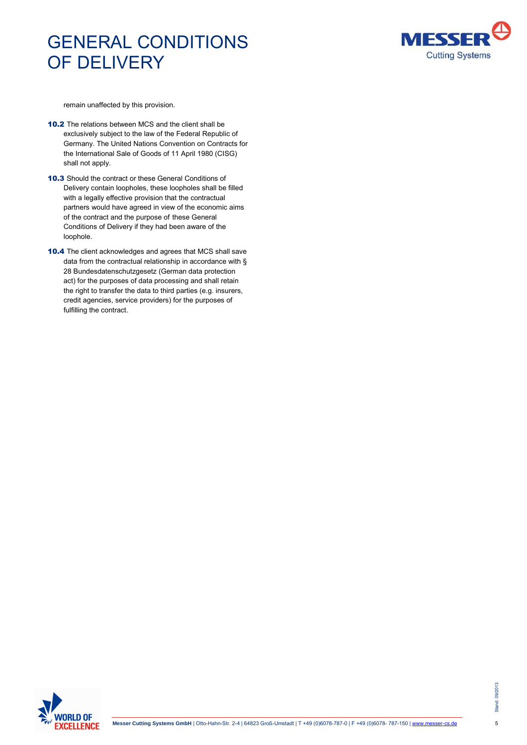remain unaffected by this provision.

**10.2** The relations between MCS and the client shall be exclusively subject to the law of the Federal Republic of Germany. The United Nations Convention on Contracts for the International Sale of Goods of 11 April 1980 (CISG) shall not apply.

**10.3** Should the contract or these General Conditions of Delivery contain loopholes, these loopholes shall be filled with a legally effective provision that the contractual partners would have agreed in view of the economic aims of the contract and the purpose of these General Conditions of Delivery if they had been aware of the loophole.

**10.4** The client acknowledges and agrees that MCS shall save data from the contractual relationship in accordance with § 28 Bundesdatenschutzgesetz (German data protection act) for the purposes of data processing and shall retain the right to transfer the data to third parties (e.g. insurers, credit agencies, service providers) for the purposes of fulfilling the contract.